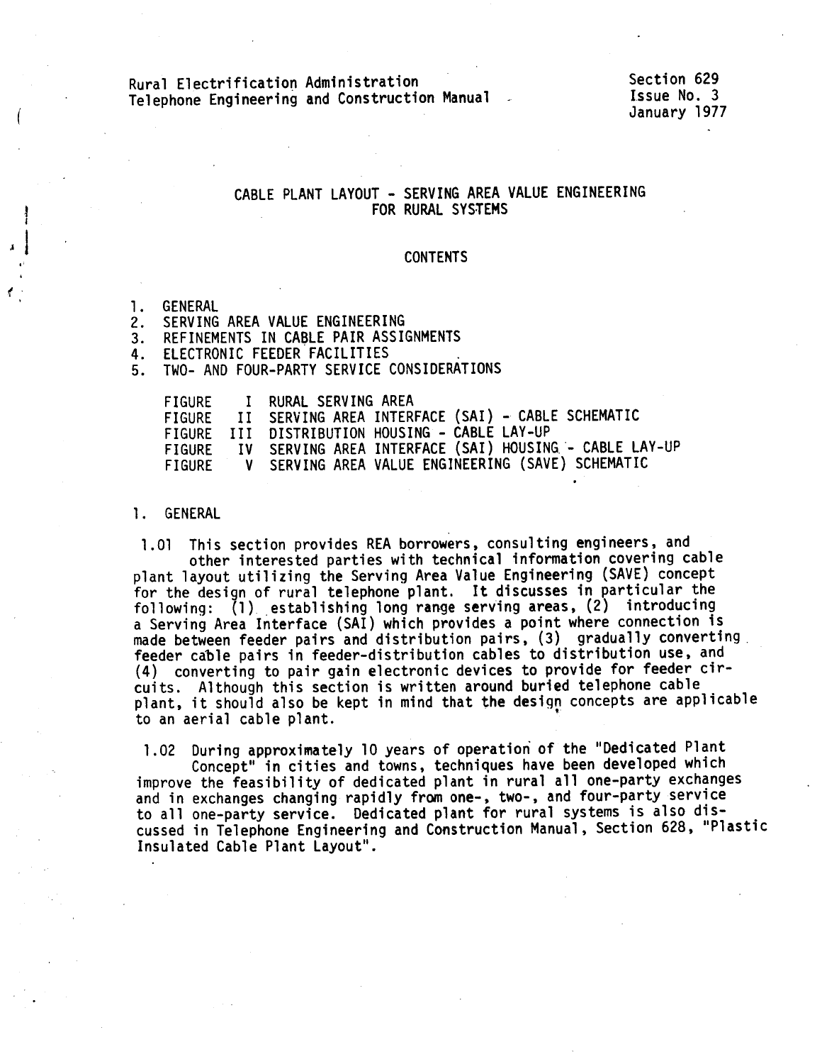Rural Electrification Administration
Telephone Engineering and Construction Manual

Section 629
Issue No. 3
January 1977

# CABLE PLANT LAYOUT - SERVING AREA VALUE ENGINEERING FOR RURAL SYSTEMS

## CONTENTS

1. GENERAL
2. SERVING AREA VALUE ENGINEERING
3. REFINEMENTS IN CABLE PAIR ASSIGNMENTS
4. ELECTRONIC FEEDER FACILITIES
5. TWO- AND FOUR-PARTY SERVICE CONSIDERATIONS

FIGURE I RURAL SERVING AREA
FIGURE II SERVING AREA INTERFACE (SAI) - CABLE SCHEMATIC
FIGURE III DISTRIBUTION HOUSING - CABLE LAY-UP
FIGURE IV SERVING AREA INTERFACE (SAI) HOUSING - CABLE LAY-UP
FIGURE V SERVING AREA VALUE ENGINEERING (SAVE) SCHEMATIC

## 1. GENERAL

1.01 This section provides REA borrowers, consulting engineers, and other interested parties with technical information covering cable plant layout utilizing the Serving Area Value Engineering (SAVE) concept for the design of rural telephone plant. It discusses in particular the following: (1) establishing long range serving areas, (2) introducing a Serving Area Interface (SAI) which provides a point where connection is made between feeder pairs and distribution pairs, (3) gradually converting feeder cable pairs in feeder-distribution cables to distribution use, and (4) converting to pair gain electronic devices to provide for feeder circuits. Although this section is written around buried telephone cable plant, it should also be kept in mind that the design concepts are applicable to an aerial cable plant.

1.02 During approximately 10 years of operation of the "Dedicated Plant Concept" in cities and towns, techniques have been developed which improve the feasibility of dedicated plant in rural all one-party exchanges and in exchanges changing rapidly from one-, two-, and four-party service to all one-party service. Dedicated plant for rural systems is also discussed in Telephone Engineering and Construction Manual, Section 628, "Plastic Insulated Cable Plant Layout".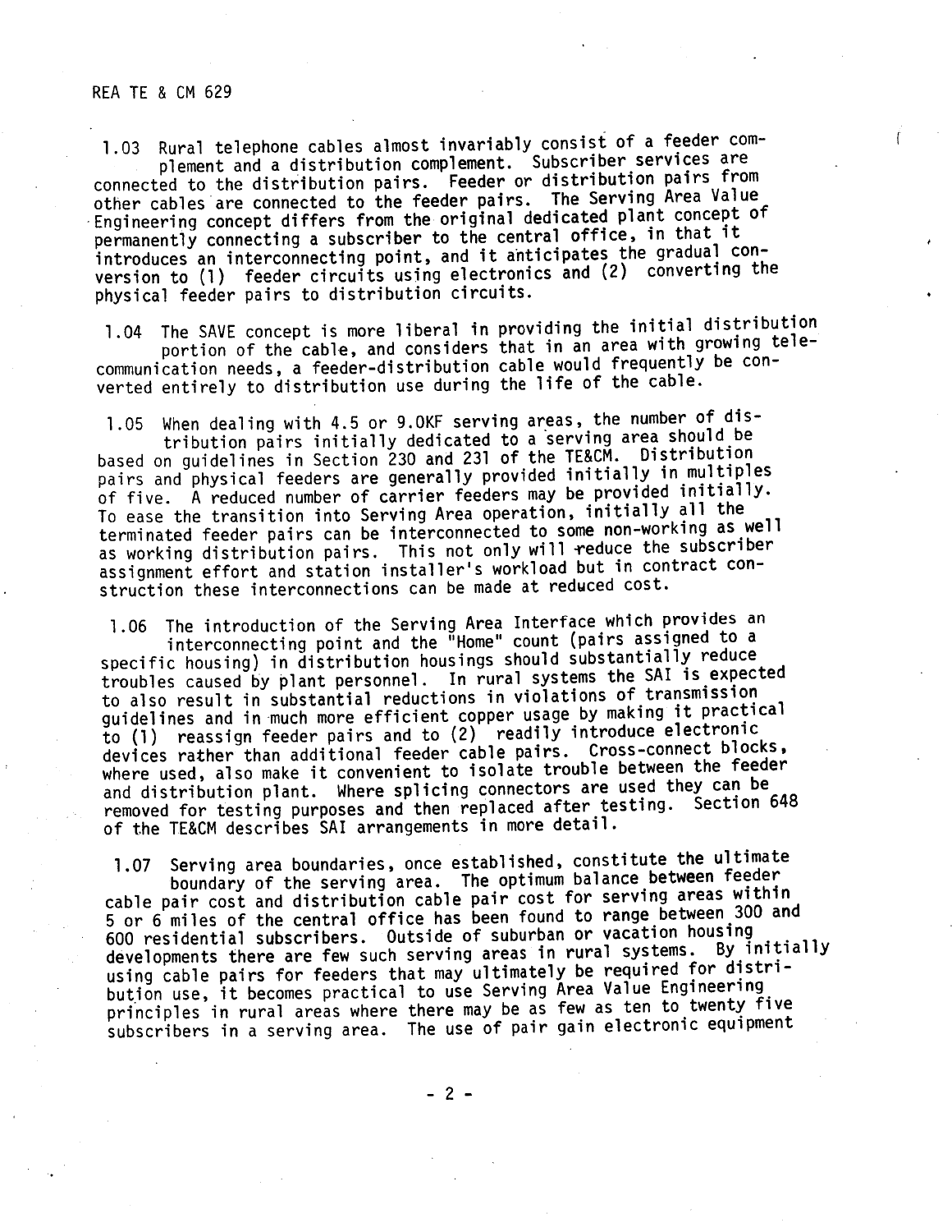1.03 Rural telephone cables almost invariably consist of a feeder complement and a distribution complement. Subscriber services are connected to the distribution pairs. Feeder or distribution pairs from other cables are connected to the feeder pairs. The Serving Area Value Engineering concept differs from the original dedicated plant concept of permanently connecting a subscriber to the central office, in that it introduces an interconnecting point, and it anticipates the gradual conversion to (1) feeder circuits using electronics and (2) converting the physical feeder pairs to distribution circuits.

1.04 The SAVE concept is more liberal in providing the initial distribution portion of the cable, and considers that in an area with growing telecommunication needs, a feeder-distribution cable would frequently be converted entirely to distribution use during the life of the cable.

1.05 When dealing with 4.5 or 9.0KF serving areas, the number of distribution pairs initially dedicated to a serving area should be based on guidelines in Section 230 and 231 of the TE&CM. Distribution pairs and physical feeders are generally provided initially in multiples of five. A reduced number of carrier feeders may be provided initially. To ease the transition into Serving Area operation, initially all the terminated feeder pairs can be interconnected to some non-working as well as working distribution pairs. This not only will reduce the subscriber assignment effort and station installer's workload but in contract construction these interconnections can be made at reduced cost.

1.06 The introduction of the Serving Area Interface which provides an interconnecting point and the "Home" count (pairs assigned to a specific housing) in distribution housings should substantially reduce troubles caused by plant personnel. In rural systems the SAI is expected to also result in substantial reductions in violations of transmission guidelines and in much more efficient copper usage by making it practical to (1) reassign feeder pairs and to (2) readily introduce electronic devices rather than additional feeder cable pairs. Cross-connect blocks, where used, also make it convenient to isolate trouble between the feeder and distribution plant. Where splicing connectors are used they can be removed for testing purposes and then replaced after testing. Section 648 of the TE&CM describes SAI arrangements in more detail.

1.07 Serving area boundaries, once established, constitute the ultimate boundary of the serving area. The optimum balance between feeder cable pair cost and distribution cable pair cost for serving areas within 5 or 6 miles of the central office has been found to range between 300 and 600 residential subscribers. Outside of suburban or vacation housing developments there are few such serving areas in rural systems. By initially using cable pairs for feeders that may ultimately be required for distribution use, it becomes practical to use Serving Area Value Engineering principles in rural areas where there may be as few as ten to twenty five subscribers in a serving area. The use of pair gain electronic equipment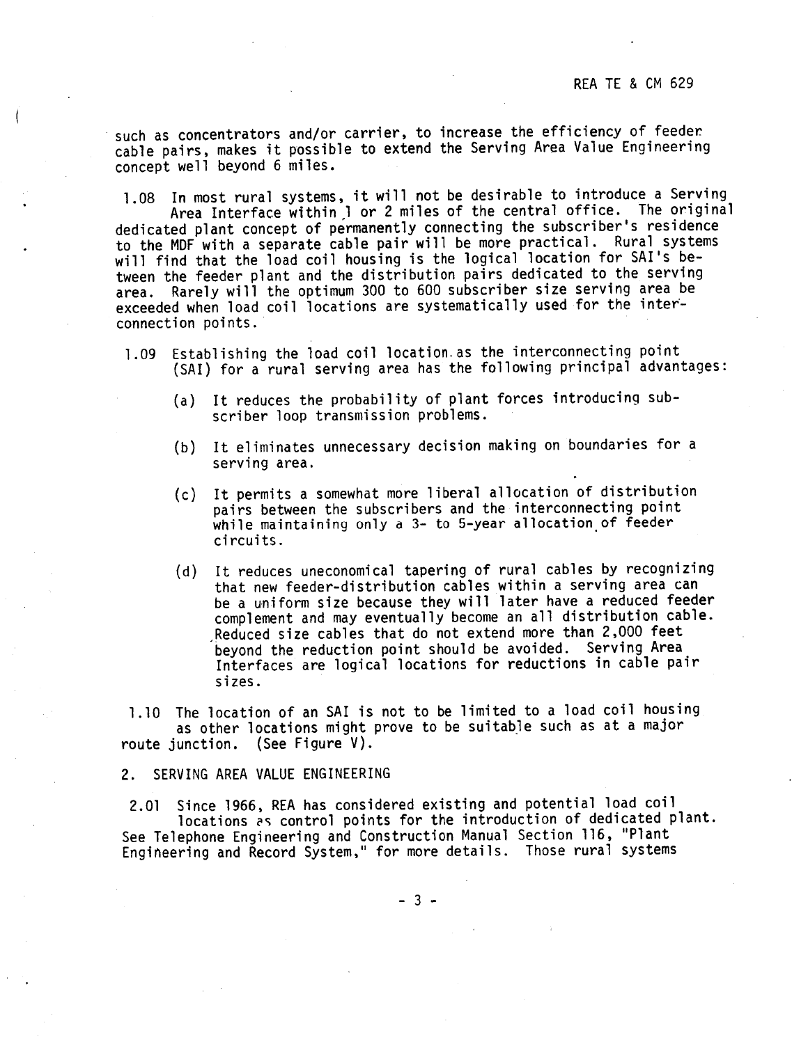such as concentrators and/or carrier, to increase the efficiency of feeder cable pairs, makes it possible to extend the Serving Area Value Engineering concept well beyond 6 miles.

1.08 In most rural systems, it will not be desirable to introduce a Serving Area Interface within 1 or 2 miles of the central office. The original dedicated plant concept of permanently connecting the subscriber's residence to the MDF with a separate cable pair will be more practical. Rural systems will find that the load coil housing is the logical location for SAI's between the feeder plant and the distribution pairs dedicated to the serving area. Rarely will the optimum 300 to 600 subscriber size serving area be exceeded when load coil locations are systematically used for the interconnection points.

1.09 Establishing the load coil location as the interconnecting point (SAI) for a rural serving area has the following principal advantages:

(a) It reduces the probability of plant forces introducing subscriber loop transmission problems.

(b) It eliminates unnecessary decision making on boundaries for a serving area.

(c) It permits a somewhat more liberal allocation of distribution pairs between the subscribers and the interconnecting point while maintaining only a 3- to 5-year allocation of feeder circuits.

(d) It reduces uneconomical tapering of rural cables by recognizing that new feeder-distribution cables within a serving area can be a uniform size because they will later have a reduced feeder complement and may eventually become an all distribution cable. Reduced size cables that do not extend more than 2,000 feet beyond the reduction point should be avoided. Serving Area Interfaces are logical locations for reductions in cable pair sizes.

1.10 The location of an SAI is not to be limited to a load coil housing as other locations might prove to be suitable such as at a major route junction. (See Figure V).

## 2. SERVING AREA VALUE ENGINEERING

2.01 Since 1966, REA has considered existing and potential load coil locations as control points for the introduction of dedicated plant. See Telephone Engineering and Construction Manual Section 116, "Plant Engineering and Record System," for more details. Those rural systems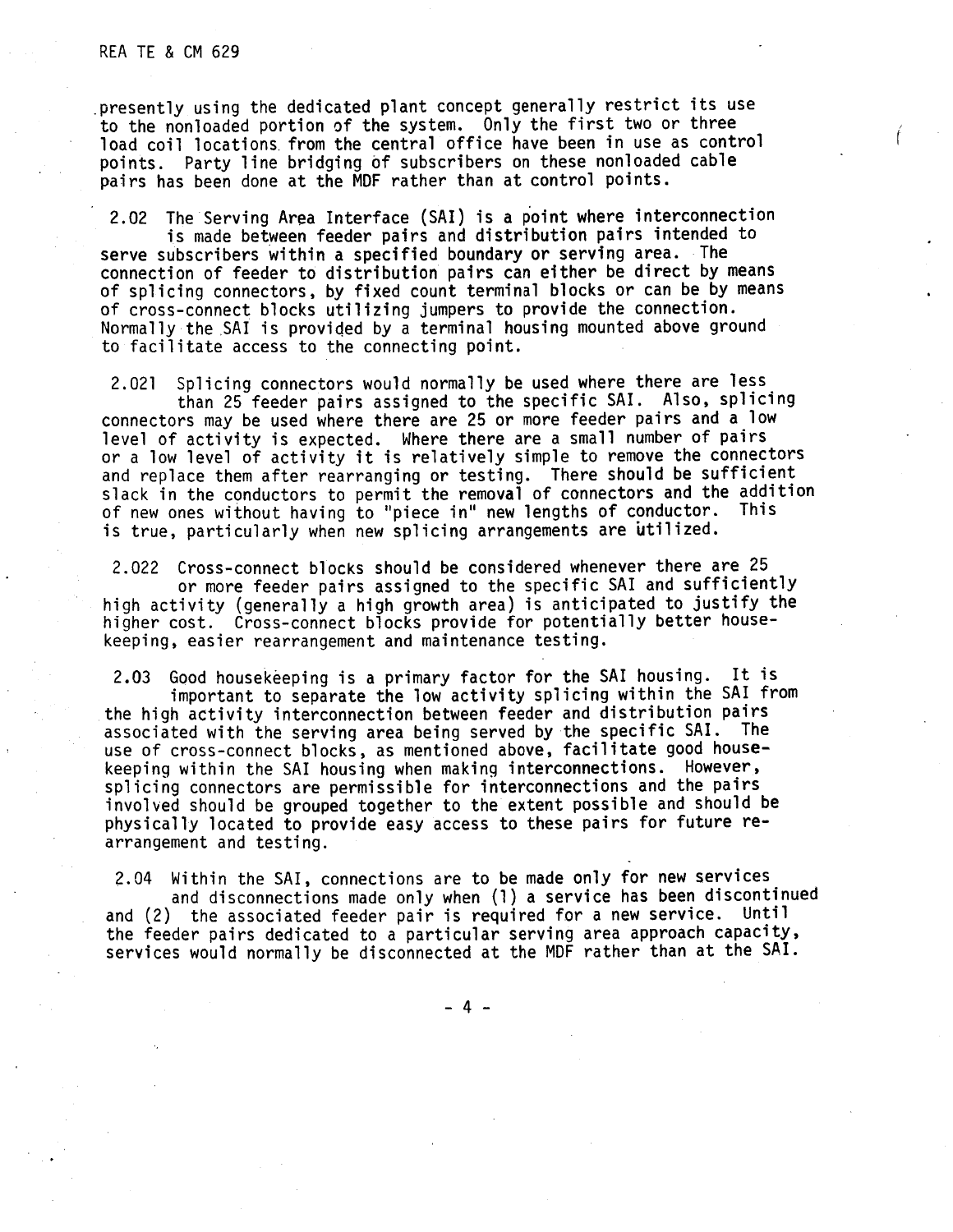presently using the dedicated plant concept generally restrict its use to the nonloaded portion of the system. Only the first two or three load coil locations from the central office have been in use as control points. Party line bridging of subscribers on these nonloaded cable pairs has been done at the MDF rather than at control points.

2.02 The Serving Area Interface (SAI) is a point where interconnection is made between feeder pairs and distribution pairs intended to serve subscribers within a specified boundary or serving area. The connection of feeder to distribution pairs can either be direct by means of splicing connectors, by fixed count terminal blocks or can be by means of cross-connect blocks utilizing jumpers to provide the connection. Normally the SAI is provided by a terminal housing mounted above ground to facilitate access to the connecting point.

2.021 Splicing connectors would normally be used where there are less than 25 feeder pairs assigned to the specific SAI. Also, splicing connectors may be used where there are 25 or more feeder pairs and a low level of activity is expected. Where there are a small number of pairs or a low level of activity it is relatively simple to remove the connectors and replace them after rearranging or testing. There should be sufficient slack in the conductors to permit the removal of connectors and the addition of new ones without having to "piece in" new lengths of conductor. This is true, particularly when new splicing arrangements are utilized.

2.022 Cross-connect blocks should be considered whenever there are 25 or more feeder pairs assigned to the specific SAI and sufficiently high activity (generally a high growth area) is anticipated to justify the higher cost. Cross-connect blocks provide for potentially better housekeeping, easier rearrangement and maintenance testing.

2.03 Good housekeeping is a primary factor for the SAI housing. It is important to separate the low activity splicing within the SAI from the high activity interconnection between feeder and distribution pairs associated with the serving area being served by the specific SAI. The use of cross-connect blocks, as mentioned above, facilitate good housekeeping within the SAI housing when making interconnections. However, splicing connectors are permissible for interconnections and the pairs involved should be grouped together to the extent possible and should be physically located to provide easy access to these pairs for future rearrangement and testing.

2.04 Within the SAI, connections are to be made only for new services and disconnections made only when (1) a service has been discontinued and (2) the associated feeder pair is required for a new service. Until the feeder pairs dedicated to a particular serving area approach capacity, services would normally be disconnected at the MDF rather than at the SAI.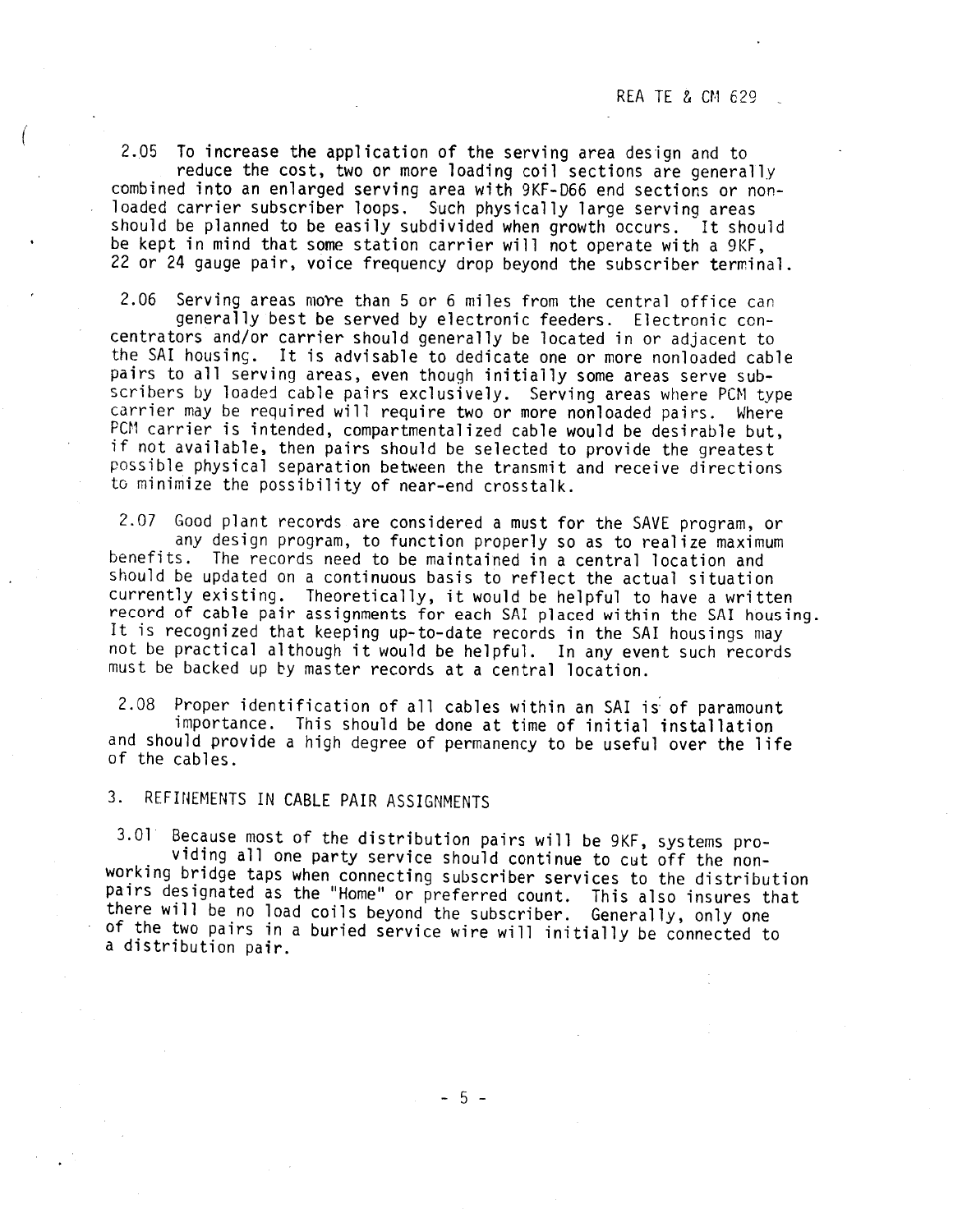2.05 To increase the application of the serving area design and to reduce the cost, two or more loading coil sections are generally combined into an enlarged serving area with 9KF-D66 end sections or non-loaded carrier subscriber loops. Such physically large serving areas should be planned to be easily subdivided when growth occurs. It should be kept in mind that some station carrier will not operate with a 9KF, 22 or 24 gauge pair, voice frequency drop beyond the subscriber terminal.

2.06 Serving areas more than 5 or 6 miles from the central office can generally best be served by electronic feeders. Electronic concentrators and/or carrier should generally be located in or adjacent to the SAI housing. It is advisable to dedicate one or more nonloaded cable pairs to all serving areas, even though initially some areas serve subscribers by loaded cable pairs exclusively. Serving areas where PCM type carrier may be required will require two or more nonloaded pairs. Where PCM carrier is intended, compartmentalized cable would be desirable but, if not available, then pairs should be selected to provide the greatest possible physical separation between the transmit and receive directions to minimize the possibility of near-end crosstalk.

2.07 Good plant records are considered a must for the SAVE program, or any design program, to function properly so as to realize maximum benefits. The records need to be maintained in a central location and should be updated on a continuous basis to reflect the actual situation currently existing. Theoretically, it would be helpful to have a written record of cable pair assignments for each SAI placed within the SAI housing. It is recognized that keeping up-to-date records in the SAI housings may not be practical although it would be helpful. In any event such records must be backed up by master records at a central location.

2.08 Proper identification of all cables within an SAI is of paramount importance. This should be done at time of initial installation and should provide a high degree of permanency to be useful over the life of the cables.

## 3. REFINEMENTS IN CABLE PAIR ASSIGNMENTS

3.01 Because most of the distribution pairs will be 9KF, systems providing all one party service should continue to cut off the non-working bridge taps when connecting subscriber services to the distribution pairs designated as the "Home" or preferred count. This also insures that there will be no load coils beyond the subscriber. Generally, only one of the two pairs in a buried service wire will initially be connected to a distribution pair.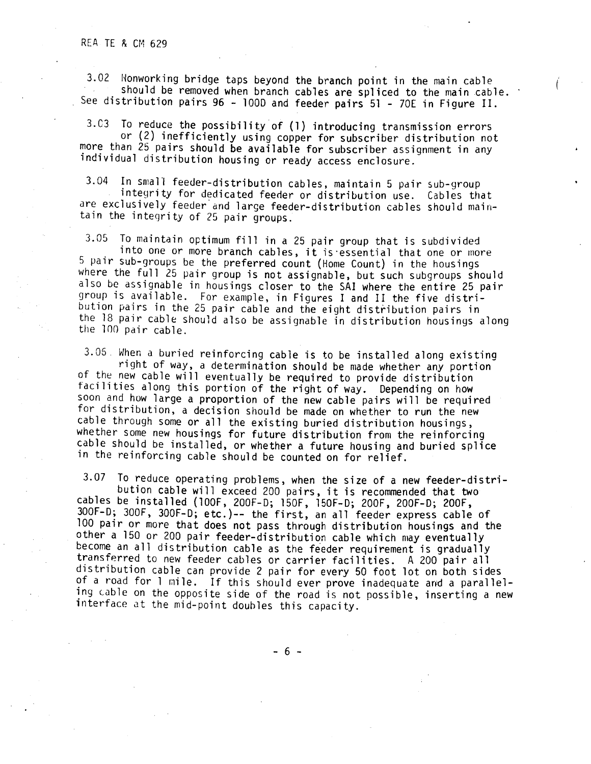3.02 Nonworking bridge taps beyond the branch point in the main cable should be removed when branch cables are spliced to the main cable. See distribution pairs 96 - 100D and feeder pairs 51 - 70E in Figure II.

3.03 To reduce the possibility of (1) introducing transmission errors or (2) inefficiently using copper for subscriber distribution not more than 25 pairs should be available for subscriber assignment in any individual distribution housing or ready access enclosure.

3.04 In small feeder-distribution cables, maintain 5 pair sub-group integrity for dedicated feeder or distribution use. Cables that are exclusively feeder and large feeder-distribution cables should maintain the integrity of 25 pair groups.

3.05 To maintain optimum fill in a 25 pair group that is subdivided into one or more branch cables, it is essential that one or more 5 pair sub-groups be the preferred count (Home Count) in the housings where the full 25 pair group is not assignable, but such subgroups should also be assignable in housings closer to the SAI where the entire 25 pair group is available. For example, in Figures I and II the five distribution pairs in the 25 pair cable and the eight distribution pairs in the 18 pair cable should also be assignable in distribution housings along the 100 pair cable.

3.06 When a buried reinforcing cable is to be installed along existing right of way, a determination should be made whether any portion of the new cable will eventually be required to provide distribution facilities along this portion of the right of way. Depending on how soon and how large a proportion of the new cable pairs will be required for distribution, a decision should be made on whether to run the new cable through some or all the existing buried distribution housings, whether some new housings for future distribution from the reinforcing cable should be installed, or whether a future housing and buried splice in the reinforcing cable should be counted on for relief.

3.07 To reduce operating problems, when the size of a new feeder-distribution cable will exceed 200 pairs, it is recommended that two cables be installed (100F, 200F-D; 150F, 150F-D; 200F, 200F-D; 200F, 300F-D; 300F, 300F-D; etc.)-- the first, an all feeder express cable of 100 pair or more that does not pass through distribution housings and the other a 150 or 200 pair feeder-distribution cable which may eventually become an all distribution cable as the feeder requirement is gradually transferred to new feeder cables or carrier facilities. A 200 pair all distribution cable can provide 2 pair for every 50 foot lot on both sides of a road for 1 mile. If this should ever prove inadequate and a paralleling cable on the opposite side of the road is not possible, inserting a new interface at the mid-point doubles this capacity.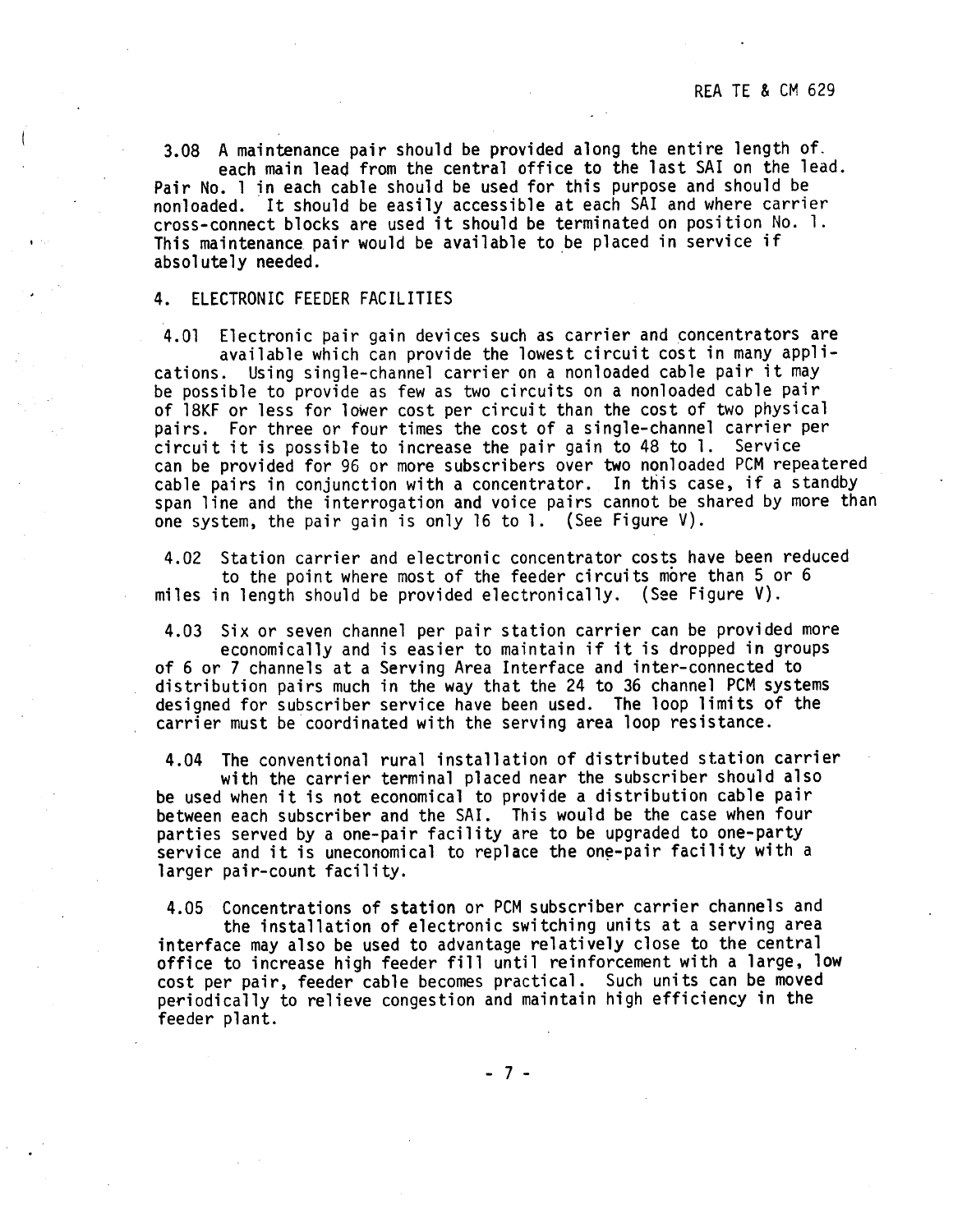3.08 A maintenance pair should be provided along the entire length of each main lead from the central office to the last SAI on the lead. Pair No. 1 in each cable should be used for this purpose and should be nonloaded. It should be easily accessible at each SAI and where carrier cross-connect blocks are used it should be terminated on position No. 1. This maintenance pair would be available to be placed in service if absolutely needed.

## 4. ELECTRONIC FEEDER FACILITIES

4.01 Electronic pair gain devices such as carrier and concentrators are available which can provide the lowest circuit cost in many applications. Using single-channel carrier on a nonloaded cable pair it may be possible to provide as few as two circuits on a nonloaded cable pair of 18KF or less for lower cost per circuit than the cost of two physical pairs. For three or four times the cost of a single-channel carrier per circuit it is possible to increase the pair gain to 48 to 1. Service can be provided for 96 or more subscribers over two nonloaded PCM repeatered cable pairs in conjunction with a concentrator. In this case, if a standby span line and the interrogation and voice pairs cannot be shared by more than one system, the pair gain is only 16 to 1. (See Figure V).

4.02 Station carrier and electronic concentrator costs have been reduced to the point where most of the feeder circuits more than 5 or 6 miles in length should be provided electronically. (See Figure V).

4.03 Six or seven channel per pair station carrier can be provided more economically and is easier to maintain if it is dropped in groups of 6 or 7 channels at a Serving Area Interface and inter-connected to distribution pairs much in the way that the 24 to 36 channel PCM systems designed for subscriber service have been used. The loop limits of the carrier must be coordinated with the serving area loop resistance.

4.04 The conventional rural installation of distributed station carrier with the carrier terminal placed near the subscriber should also be used when it is not economical to provide a distribution cable pair between each subscriber and the SAI. This would be the case when four parties served by a one-pair facility are to be upgraded to one-party service and it is uneconomical to replace the one-pair facility with a larger pair-count facility.

4.05 Concentrations of station or PCM subscriber carrier channels and the installation of electronic switching units at a serving area interface may also be used to advantage relatively close to the central office to increase high feeder fill until reinforcement with a large, low cost per pair, feeder cable becomes practical. Such units can be moved periodically to relieve congestion and maintain high efficiency in the feeder plant.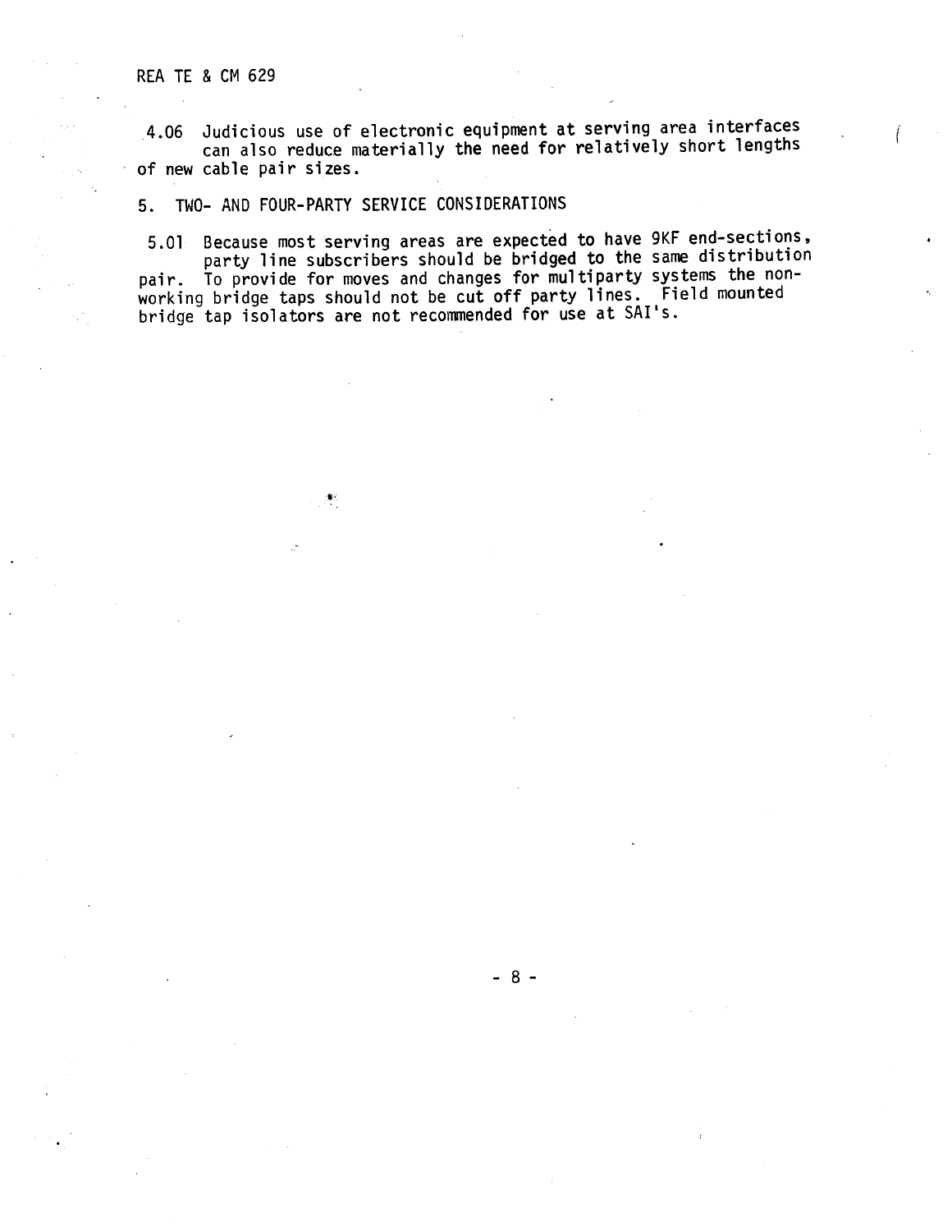4.06 Judicious use of electronic equipment at serving area interfaces can also reduce materially the need for relatively short lengths of new cable pair sizes.

## 5. TWO- AND FOUR-PARTY SERVICE CONSIDERATIONS

5.01 Because most serving areas are expected to have 9KF end-sections, party line subscribers should be bridged to the same distribution pair. To provide for moves and changes for multiparty systems the non-working bridge taps should not be cut off party lines. Field mounted bridge tap isolators are not recommended for use at SAI's.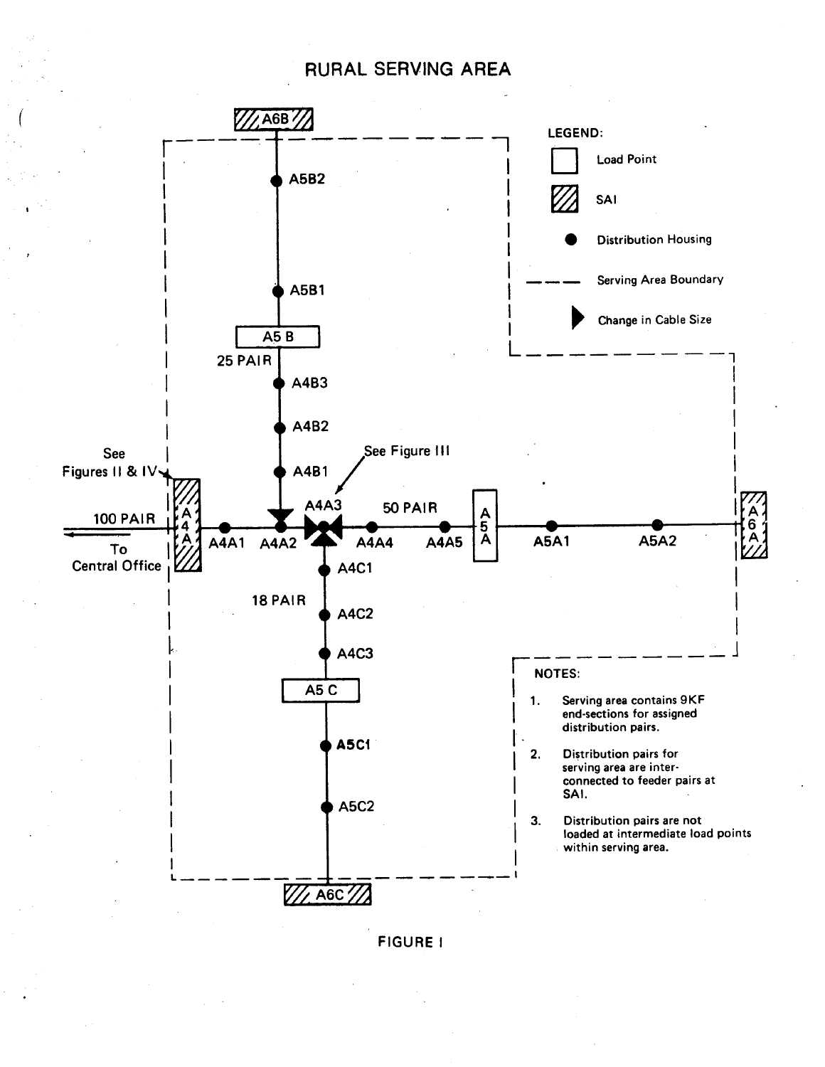# RURAL SERVING AREA

**LEGEND:**

- Load Point
- SAI
- Distribution Housing
- Serving Area Boundary
- Change in Cable Size

A6B

A5B2

A5B1

A5 B

25 PAIR

A4B3

A4B2

A4B1

See Figures II & IV

See Figure III

100 PAIR

To Central Office

A4A

A4A1 A4A2 A4A3 A4A4 A4A5

50 PAIR

A5A

A5A1 A5A2

A6A

A4C1

18 PAIR

A4C2

A4C3

A5 C

A5C1

A5C2

A6C

NOTES:

1. Serving area contains 9KF end-sections for assigned distribution pairs.
2. Distribution pairs for serving area are interconnected to feeder pairs at SAI.
3. Distribution pairs are not loaded at intermediate load points within serving area.

FIGURE I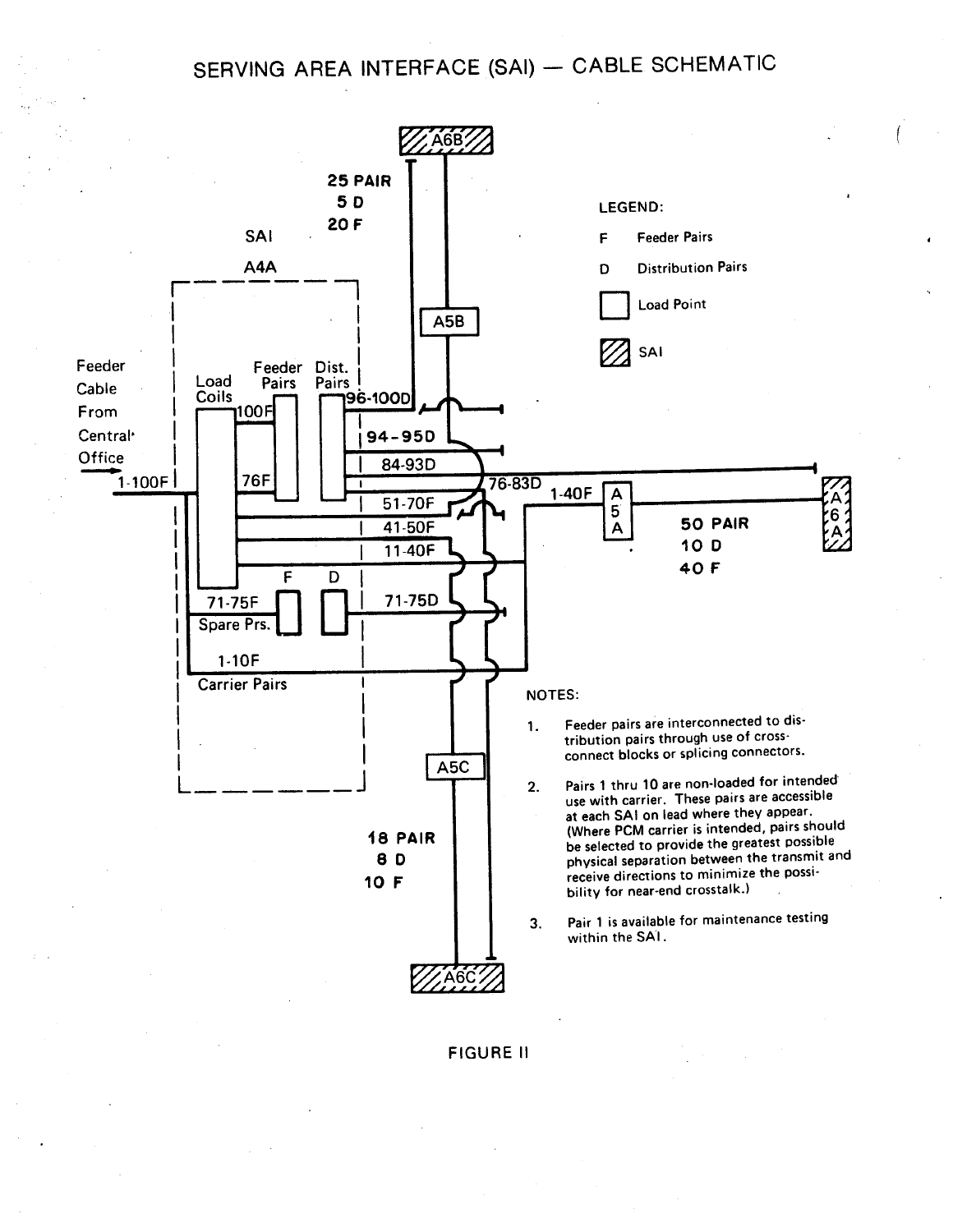# SERVING AREA INTERFACE (SAI) — CABLE SCHEMATIC

SAI

A4A

Feeder Cable From Central Office

1-100F

Load Coils

Feeder Pairs

Dist. Pairs

100F

76F

96-100D

94-95D

84-93D

76-83D

51-70F

41-50F

11-40F

F

D

71-75F

Spare Prs.

71-75D

1-10F

Carrier Pairs

25 PAIR
5 D
20 F

A5B

A6B

1-40F

A5A

50 PAIR
10 D
40 F

A6A

A5C

18 PAIR
8 D
10 F

A6C

LEGEND:

F Feeder Pairs

D Distribution Pairs

☐ Load Point

▨ SAI

NOTES:

1. Feeder pairs are interconnected to distribution pairs through use of cross-connect blocks or splicing connectors.

2. Pairs 1 thru 10 are non-loaded for intended use with carrier. These pairs are accessible at each SAI on lead where they appear. (Where PCM carrier is intended, pairs should be selected to provide the greatest possible physical separation between the transmit and receive directions to minimize the possibility for near-end crosstalk.)

3. Pair 1 is available for maintenance testing within the SAI.

FIGURE II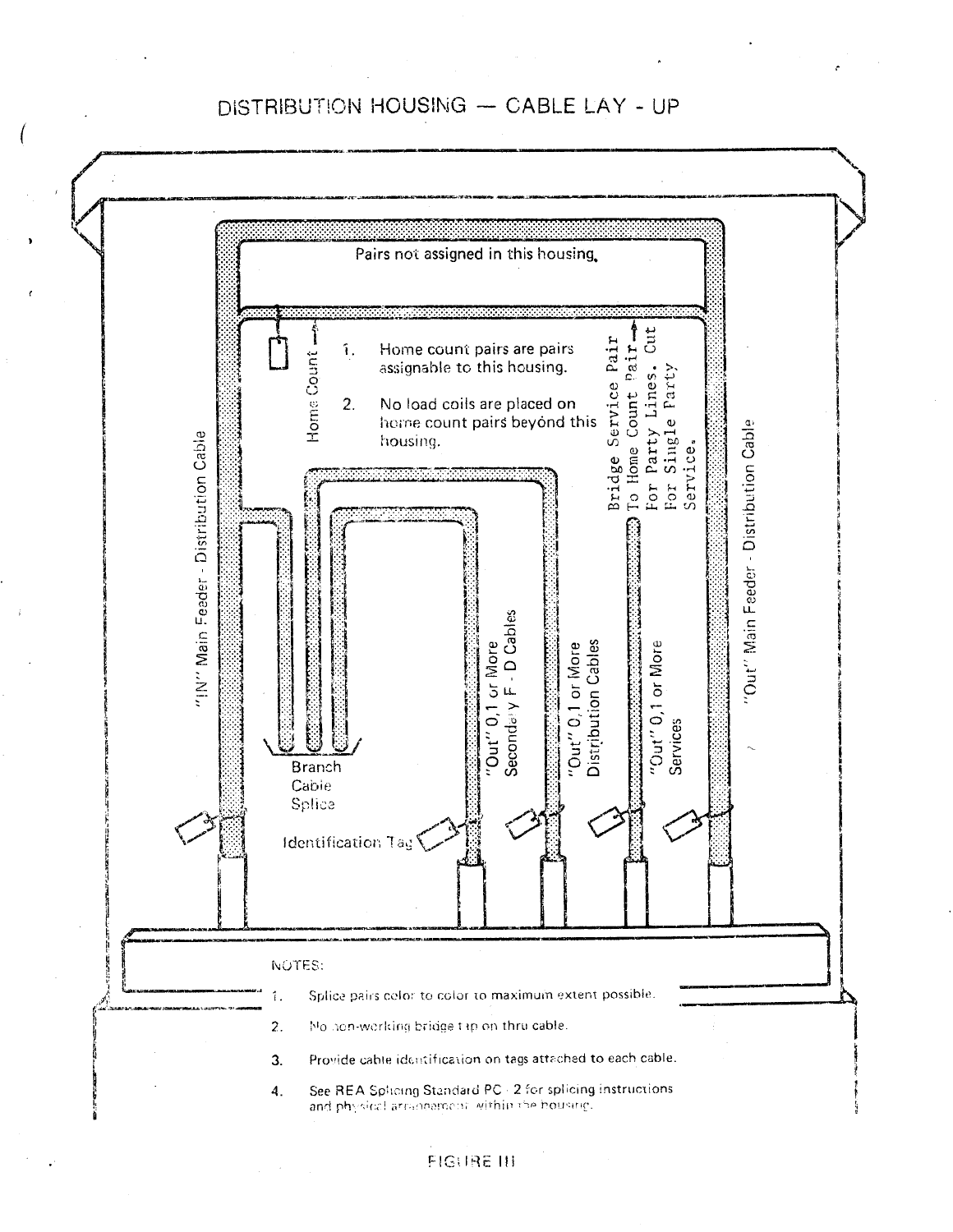# DISTRIBUTION HOUSING — CABLE LAY - UP

Pairs not assigned in this housing.

Home Count

1. Home count pairs are pairs assignable to this housing.

2. No load coils are placed on home count pairs beyond this housing.

Bridge Service Pair To Home Count Pair. Cut For Party Lines. Cut For Single Party Service.

"IN" Main Feeder - Distribution Cable

Branch Cable Splice

Identification Tag

"Out" 0,1 or More Secondary F - D Cables

"Out" 0,1 or More Distribution Cables

"Out" 0,1 or More Services

"Out" Main Feeder - Distribution Cable

NOTES:

1. Splice pairs color to color to maximum extent possible.
2. No non-working bridge tap on thru cable.
3. Provide cable identification on tags attached to each cable.
4. See REA Splicing Standard PC - 2 for splicing instructions and physical arrangement within the housing.

FIGURE III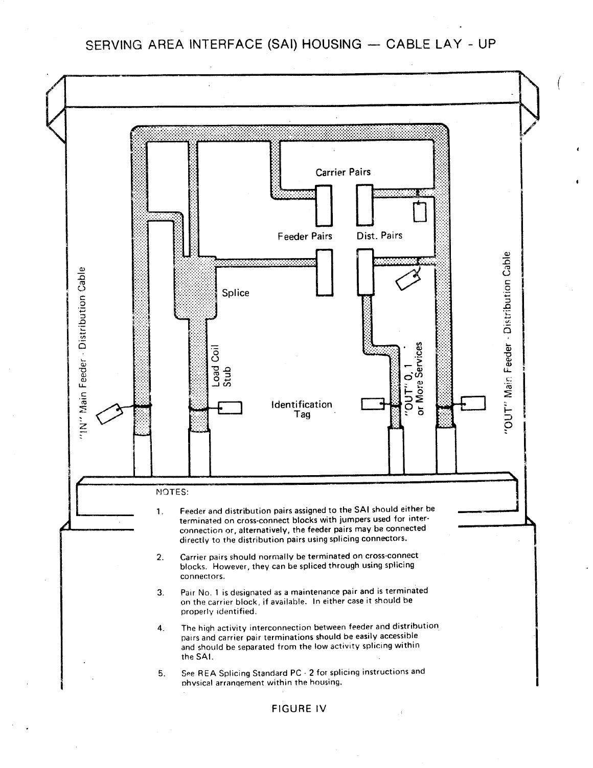# SERVING AREA INTERFACE (SAI) HOUSING — CABLE LAY - UP

Carrier Pairs

Feeder Pairs

Dist. Pairs

Splice

Load Coil Stub

Identification Tag

"IN" Main Feeder - Distribution Cable

"OUT" 0, 1 or More Services

"OUT" Main Feeder - Distribution Cable

NOTES:

1. Feeder and distribution pairs assigned to the SAI should either be terminated on cross-connect blocks with jumpers used for interconnection or, alternatively, the feeder pairs may be connected directly to the distribution pairs using splicing connectors.

2. Carrier pairs should normally be terminated on cross-connect blocks. However, they can be spliced through using splicing connectors.

3. Pair No. 1 is designated as a maintenance pair and is terminated on the carrier block, if available. In either case it should be properly identified.

4. The high activity interconnection between feeder and distribution pairs and carrier pair terminations should be easily accessible and should be separated from the low activity splicing within the SAI.

5. See REA Splicing Standard PC - 2 for splicing instructions and physical arrangement within the housing.

FIGURE IV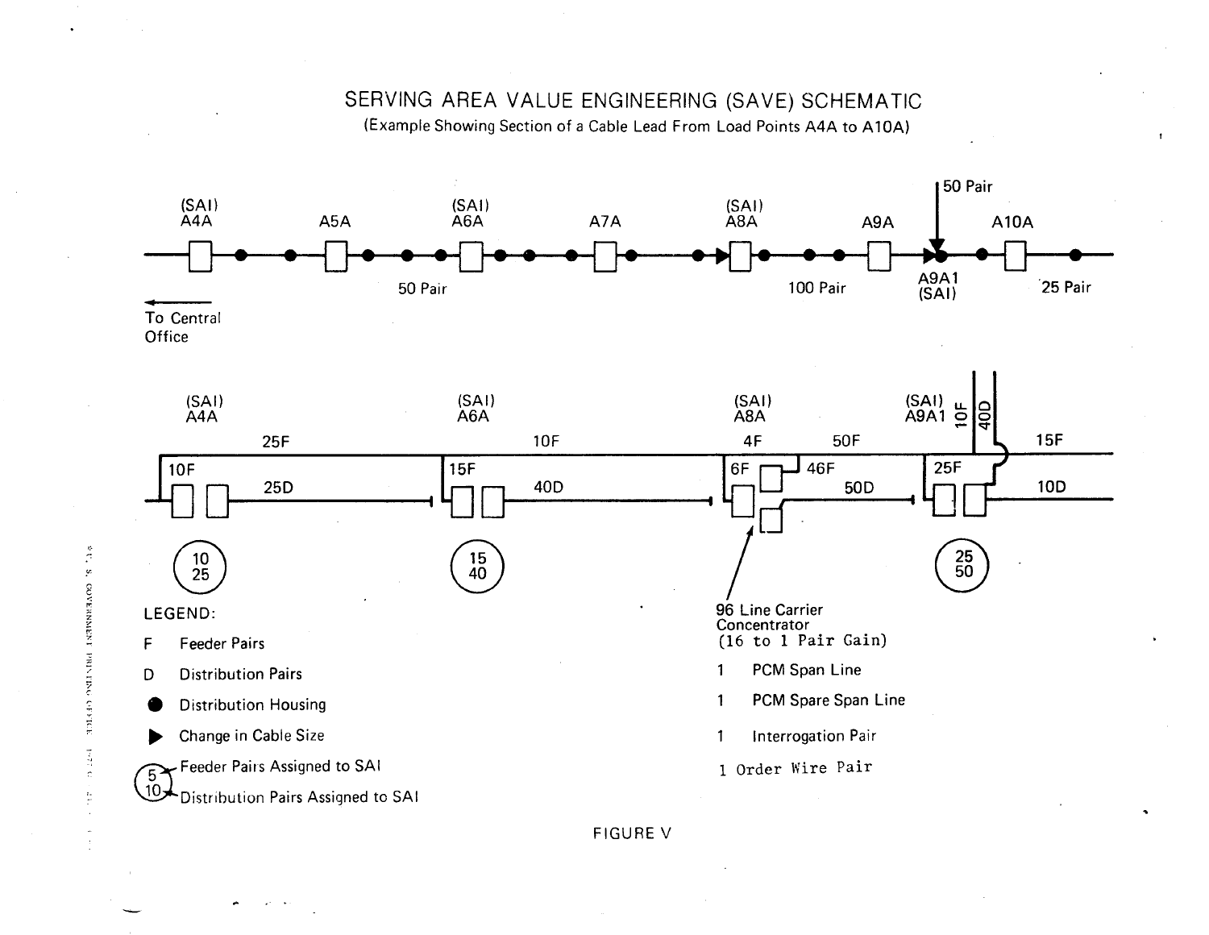# SERVING AREA VALUE ENGINEERING (SAVE) SCHEMATIC

(Example Showing Section of a Cable Lead From Load Points A4A to A10A)

(SAI) A4A

A5A

(SAI) A6A

A7A

(SAI) A8A

A9A

50 Pair

A10A

50 Pair

100 Pair

A9A1 (SAI)

25 Pair

To Central Office

(SAI) A4A

(SAI) A6A

(SAI) A8A

(SAI) A9A1

10F

40D

25F

10F

4F

50F

15F

10F

25D

15F

40D

6F

46F

50D

25F

10D

10 / 25

15 / 40

25 / 50

LEGEND:

F Feeder Pairs

D Distribution Pairs

● Distribution Housing

▶ Change in Cable Size

5 ← Feeder Pairs Assigned to SAI

10 ← Distribution Pairs Assigned to SAI

96 Line Carrier Concentrator
(16 to 1 Pair Gain)

1 PCM Span Line

1 PCM Spare Span Line

1 Interrogation Pair

1 Order Wire Pair

FIGURE V